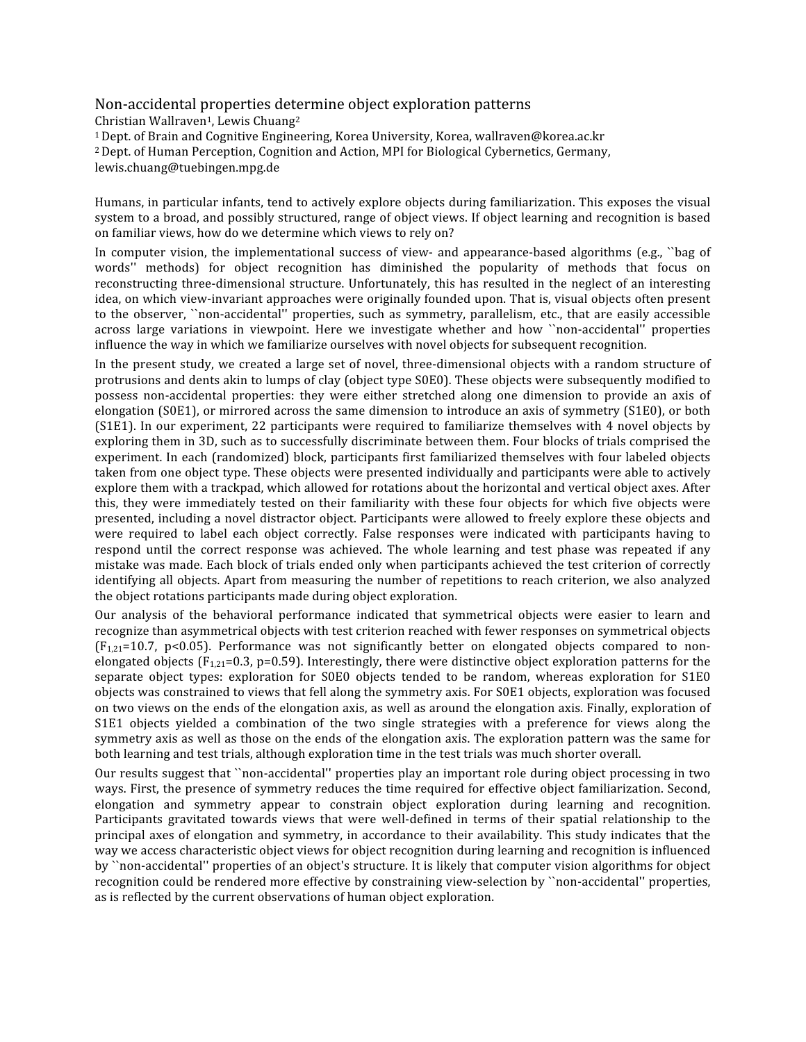# Non-accidental properties determine object exploration patterns

Christian Wallraven[1], Lewis Chuang[2]

[1] Dept. of Brain and Cognitive Engineering, Korea University, Korea, wallraven@korea.ac.kr

[2] Dept. of Human Perception, Cognition and Action, MPI for Biological Cybernetics, Germany, lewis.chuang@tuebingen.mpg.de

Humans, in particular infants, tend to actively explore objects during familiarization. This exposes the visual system to a broad, and possibly structured, range of object views. If object learning and recognition is based on familiar views, how do we determine which views to rely on?

In computer vision, the implementational success of view- and appearance-based algorithms (e.g., ``bag of words'' methods) for object recognition has diminished the popularity of methods that focus on reconstructing three-dimensional structure. Unfortunately, this has resulted in the neglect of an interesting idea, on which view-invariant approaches were originally founded upon. That is, visual objects often present to the observer, ``non-accidental'' properties, such as symmetry, parallelism, etc., that are easily accessible across large variations in viewpoint. Here we investigate whether and how ``non-accidental'' properties influence the way in which we familiarize ourselves with novel objects for subsequent recognition.

In the present study, we created a large set of novel, three-dimensional objects with a random structure of protrusions and dents akin to lumps of clay (object type S0E0). These objects were subsequently modified to possess non-accidental properties: they were either stretched along one dimension to provide an axis of elongation (S0E1), or mirrored across the same dimension to introduce an axis of symmetry (S1E0), or both (S1E1). In our experiment, 22 participants were required to familiarize themselves with 4 novel objects by exploring them in 3D, such as to successfully discriminate between them. Four blocks of trials comprised the experiment. In each (randomized) block, participants first familiarized themselves with four labeled objects taken from one object type. These objects were presented individually and participants were able to actively explore them with a trackpad, which allowed for rotations about the horizontal and vertical object axes. After this, they were immediately tested on their familiarity with these four objects for which five objects were presented, including a novel distractor object. Participants were allowed to freely explore these objects and were required to label each object correctly. False responses were indicated with participants having to respond until the correct response was achieved. The whole learning and test phase was repeated if any mistake was made. Each block of trials ended only when participants achieved the test criterion of correctly identifying all objects. Apart from measuring the number of repetitions to reach criterion, we also analyzed the object rotations participants made during object exploration.

Our analysis of the behavioral performance indicated that symmetrical objects were easier to learn and recognize than asymmetrical objects with test criterion reached with fewer responses on symmetrical objects ($F_{1,21}=10.7$, $p<0.05$). Performance was not significantly better on elongated objects compared to non-elongated objects ($F_{1,21}=0.3$, $p=0.59$). Interestingly, there were distinctive object exploration patterns for the separate object types: exploration for S0E0 objects tended to be random, whereas exploration for S1E0 objects was constrained to views that fell along the symmetry axis. For S0E1 objects, exploration was focused on two views on the ends of the elongation axis, as well as around the elongation axis. Finally, exploration of S1E1 objects yielded a combination of the two single strategies with a preference for views along the symmetry axis as well as those on the ends of the elongation axis. The exploration pattern was the same for both learning and test trials, although exploration time in the test trials was much shorter overall.

Our results suggest that ``non-accidental'' properties play an important role during object processing in two ways. First, the presence of symmetry reduces the time required for effective object familiarization. Second, elongation and symmetry appear to constrain object exploration during learning and recognition. Participants gravitated towards views that were well-defined in terms of their spatial relationship to the principal axes of elongation and symmetry, in accordance to their availability. This study indicates that the way we access characteristic object views for object recognition during learning and recognition is influenced by ``non-accidental'' properties of an object's structure. It is likely that computer vision algorithms for object recognition could be rendered more effective by constraining view-selection by ``non-accidental'' properties, as is reflected by the current observations of human object exploration.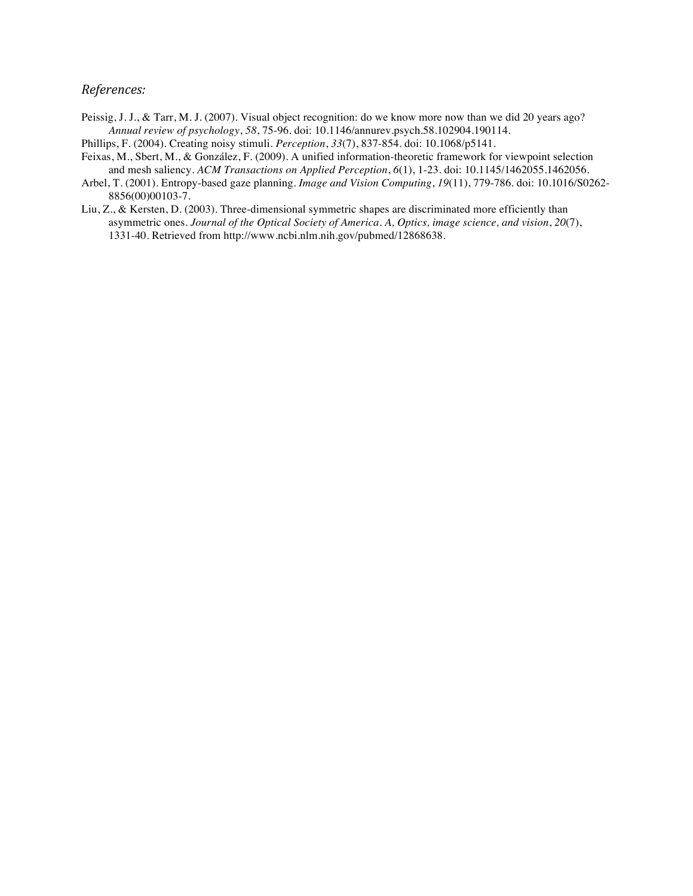*References:*

Peissig, J. J., & Tarr, M. J. (2007). Visual object recognition: do we know more now than we did 20 years ago? *Annual review of psychology*, *58*, 75-96. doi: 10.1146/annurev.psych.58.102904.190114.

Phillips, F. (2004). Creating noisy stimuli. *Perception*, *33*(7), 837-854. doi: 10.1068/p5141.

Feixas, M., Sbert, M., & González, F. (2009). A unified information-theoretic framework for viewpoint selection and mesh saliency. *ACM Transactions on Applied Perception*, *6*(1), 1-23. doi: 10.1145/1462055.1462056.

Arbel, T. (2001). Entropy-based gaze planning. *Image and Vision Computing*, *19*(11), 779-786. doi: 10.1016/S0262-8856(00)00103-7.

Liu, Z., & Kersten, D. (2003). Three-dimensional symmetric shapes are discriminated more efficiently than asymmetric ones. *Journal of the Optical Society of America. A, Optics, image science, and vision*, *20*(7), 1331-40. Retrieved from http://www.ncbi.nlm.nih.gov/pubmed/12868638.